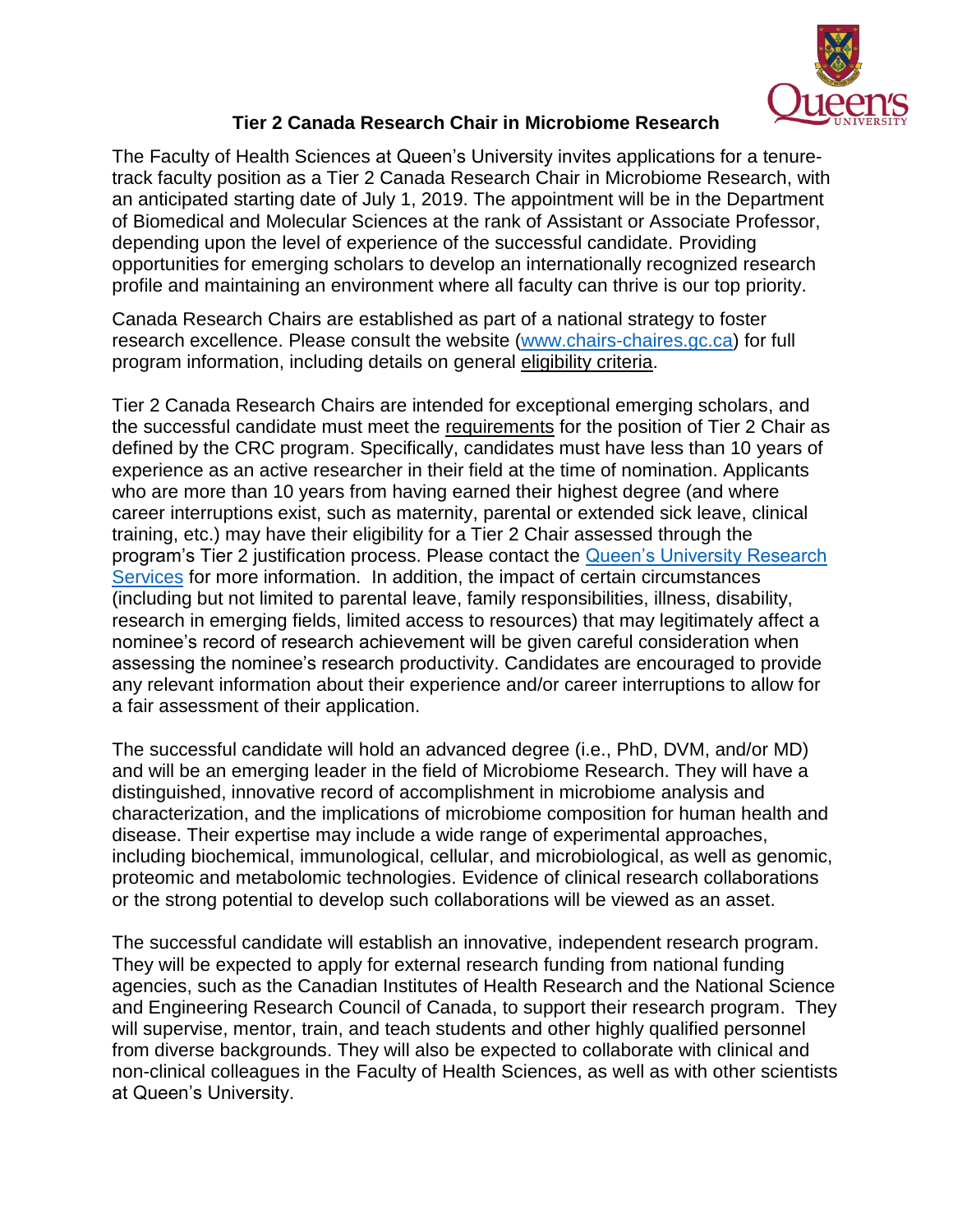# Tier 2 Canada Research Chair in Microbiome Research

The Faculty of Health Sciences at Queen's University invites applications for a tenure-track faculty position as a Tier 2 Canada Research Chair in Microbiome Research, with an anticipated starting date of July 1, 2019. The appointment will be in the Department of Biomedical and Molecular Sciences at the rank of Assistant or Associate Professor, depending upon the level of experience of the successful candidate. Providing opportunities for emerging scholars to develop an internationally recognized research profile and maintaining an environment where all faculty can thrive is our top priority.

Canada Research Chairs are established as part of a national strategy to foster research excellence. Please consult the website (www.chairs-chaires.gc.ca) for full program information, including details on general eligibility criteria.

Tier 2 Canada Research Chairs are intended for exceptional emerging scholars, and the successful candidate must meet the requirements for the position of Tier 2 Chair as defined by the CRC program. Specifically, candidates must have less than 10 years of experience as an active researcher in their field at the time of nomination. Applicants who are more than 10 years from having earned their highest degree (and where career interruptions exist, such as maternity, parental or extended sick leave, clinical training, etc.) may have their eligibility for a Tier 2 Chair assessed through the program's Tier 2 justification process. Please contact the Queen's University Research Services for more information. In addition, the impact of certain circumstances (including but not limited to parental leave, family responsibilities, illness, disability, research in emerging fields, limited access to resources) that may legitimately affect a nominee's record of research achievement will be given careful consideration when assessing the nominee's research productivity. Candidates are encouraged to provide any relevant information about their experience and/or career interruptions to allow for a fair assessment of their application.

The successful candidate will hold an advanced degree (i.e., PhD, DVM, and/or MD) and will be an emerging leader in the field of Microbiome Research. They will have a distinguished, innovative record of accomplishment in microbiome analysis and characterization, and the implications of microbiome composition for human health and disease. Their expertise may include a wide range of experimental approaches, including biochemical, immunological, cellular, and microbiological, as well as genomic, proteomic and metabolomic technologies. Evidence of clinical research collaborations or the strong potential to develop such collaborations will be viewed as an asset.

The successful candidate will establish an innovative, independent research program. They will be expected to apply for external research funding from national funding agencies, such as the Canadian Institutes of Health Research and the National Science and Engineering Research Council of Canada, to support their research program. They will supervise, mentor, train, and teach students and other highly qualified personnel from diverse backgrounds. They will also be expected to collaborate with clinical and non-clinical colleagues in the Faculty of Health Sciences, as well as with other scientists at Queen's University.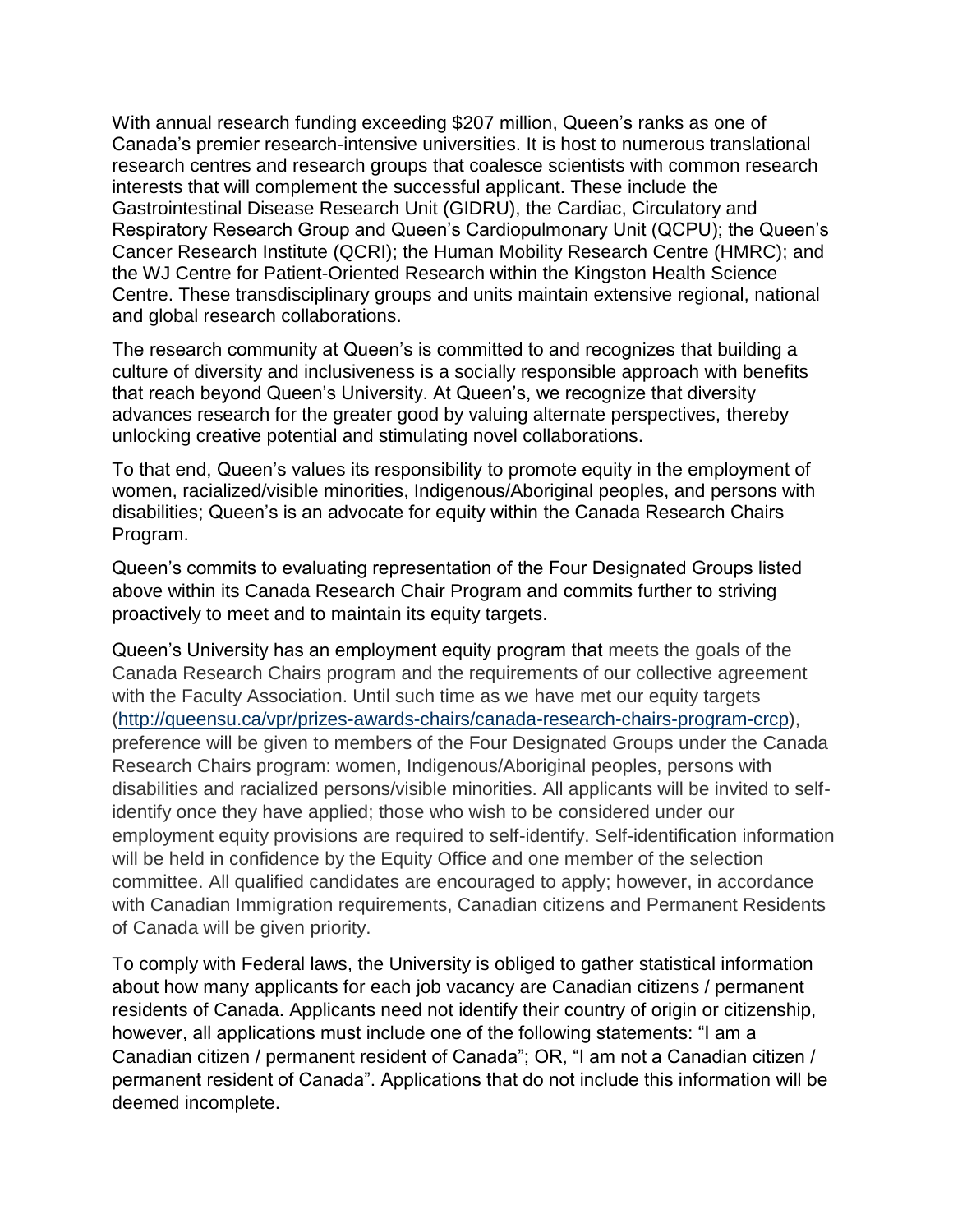With annual research funding exceeding $207 million, Queen's ranks as one of Canada's premier research-intensive universities. It is host to numerous translational research centres and research groups that coalesce scientists with common research interests that will complement the successful applicant. These include the Gastrointestinal Disease Research Unit (GIDRU), the Cardiac, Circulatory and Respiratory Research Group and Queen's Cardiopulmonary Unit (QCPU); the Queen's Cancer Research Institute (QCRI); the Human Mobility Research Centre (HMRC); and the WJ Centre for Patient-Oriented Research within the Kingston Health Science Centre. These transdisciplinary groups and units maintain extensive regional, national and global research collaborations.

The research community at Queen's is committed to and recognizes that building a culture of diversity and inclusiveness is a socially responsible approach with benefits that reach beyond Queen's University. At Queen's, we recognize that diversity advances research for the greater good by valuing alternate perspectives, thereby unlocking creative potential and stimulating novel collaborations.

To that end, Queen's values its responsibility to promote equity in the employment of women, racialized/visible minorities, Indigenous/Aboriginal peoples, and persons with disabilities; Queen's is an advocate for equity within the Canada Research Chairs Program.

Queen's commits to evaluating representation of the Four Designated Groups listed above within its Canada Research Chair Program and commits further to striving proactively to meet and to maintain its equity targets.

Queen's University has an employment equity program that meets the goals of the Canada Research Chairs program and the requirements of our collective agreement with the Faculty Association. Until such time as we have met our equity targets (http://queensu.ca/vpr/prizes-awards-chairs/canada-research-chairs-program-crcp), preference will be given to members of the Four Designated Groups under the Canada Research Chairs program: women, Indigenous/Aboriginal peoples, persons with disabilities and racialized persons/visible minorities. All applicants will be invited to self-identify once they have applied; those who wish to be considered under our employment equity provisions are required to self-identify. Self-identification information will be held in confidence by the Equity Office and one member of the selection committee. All qualified candidates are encouraged to apply; however, in accordance with Canadian Immigration requirements, Canadian citizens and Permanent Residents of Canada will be given priority.

To comply with Federal laws, the University is obliged to gather statistical information about how many applicants for each job vacancy are Canadian citizens / permanent residents of Canada. Applicants need not identify their country of origin or citizenship, however, all applications must include one of the following statements: "I am a Canadian citizen / permanent resident of Canada"; OR, "I am not a Canadian citizen / permanent resident of Canada". Applications that do not include this information will be deemed incomplete.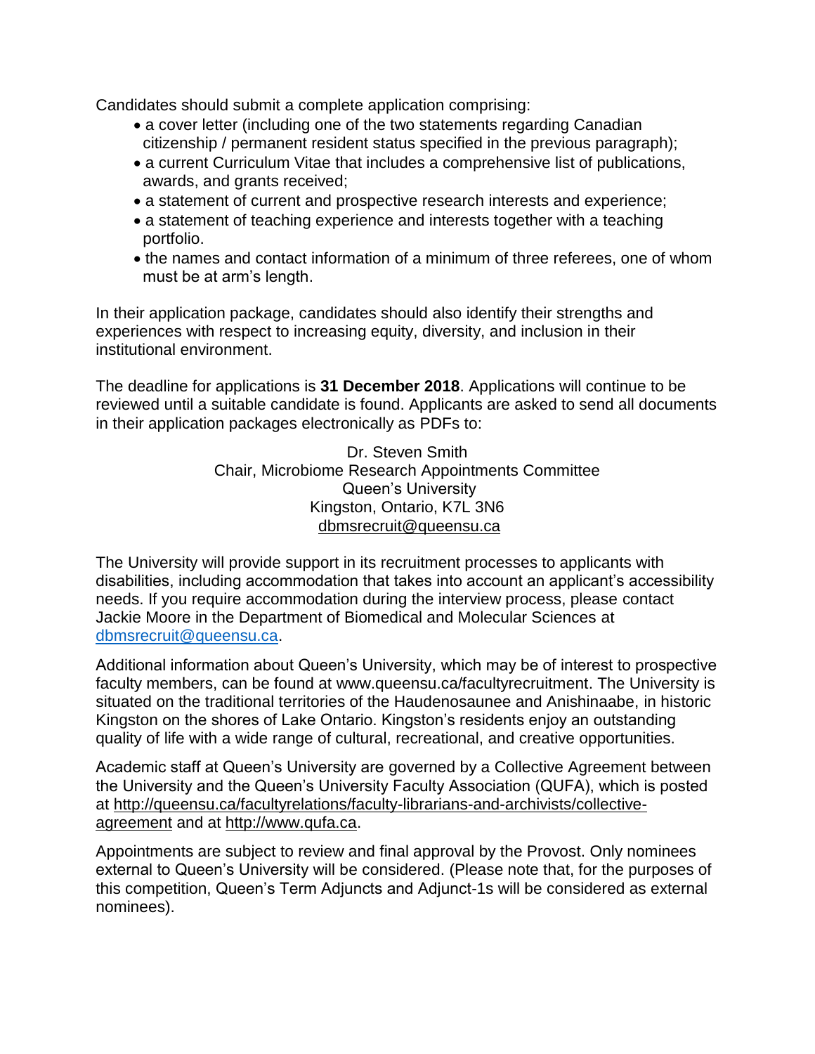Candidates should submit a complete application comprising:

- a cover letter (including one of the two statements regarding Canadian citizenship / permanent resident status specified in the previous paragraph);
- a current Curriculum Vitae that includes a comprehensive list of publications, awards, and grants received;
- a statement of current and prospective research interests and experience;
- a statement of teaching experience and interests together with a teaching portfolio.
- the names and contact information of a minimum of three referees, one of whom must be at arm's length.

In their application package, candidates should also identify their strengths and experiences with respect to increasing equity, diversity, and inclusion in their institutional environment.

The deadline for applications is **31 December 2018**. Applications will continue to be reviewed until a suitable candidate is found. Applicants are asked to send all documents in their application packages electronically as PDFs to:

Dr. Steven Smith
Chair, Microbiome Research Appointments Committee
Queen's University
Kingston, Ontario, K7L 3N6
dbmsrecruit@queensu.ca

The University will provide support in its recruitment processes to applicants with disabilities, including accommodation that takes into account an applicant's accessibility needs. If you require accommodation during the interview process, please contact Jackie Moore in the Department of Biomedical and Molecular Sciences at dbmsrecruit@queensu.ca.

Additional information about Queen's University, which may be of interest to prospective faculty members, can be found at www.queensu.ca/facultyrecruitment. The University is situated on the traditional territories of the Haudenosaunee and Anishinaabe, in historic Kingston on the shores of Lake Ontario. Kingston's residents enjoy an outstanding quality of life with a wide range of cultural, recreational, and creative opportunities.

Academic staff at Queen's University are governed by a Collective Agreement between the University and the Queen's University Faculty Association (QUFA), which is posted at http://queensu.ca/facultyrelations/faculty-librarians-and-archivists/collective-agreement and at http://www.qufa.ca.

Appointments are subject to review and final approval by the Provost. Only nominees external to Queen's University will be considered. (Please note that, for the purposes of this competition, Queen's Term Adjuncts and Adjunct-1s will be considered as external nominees).